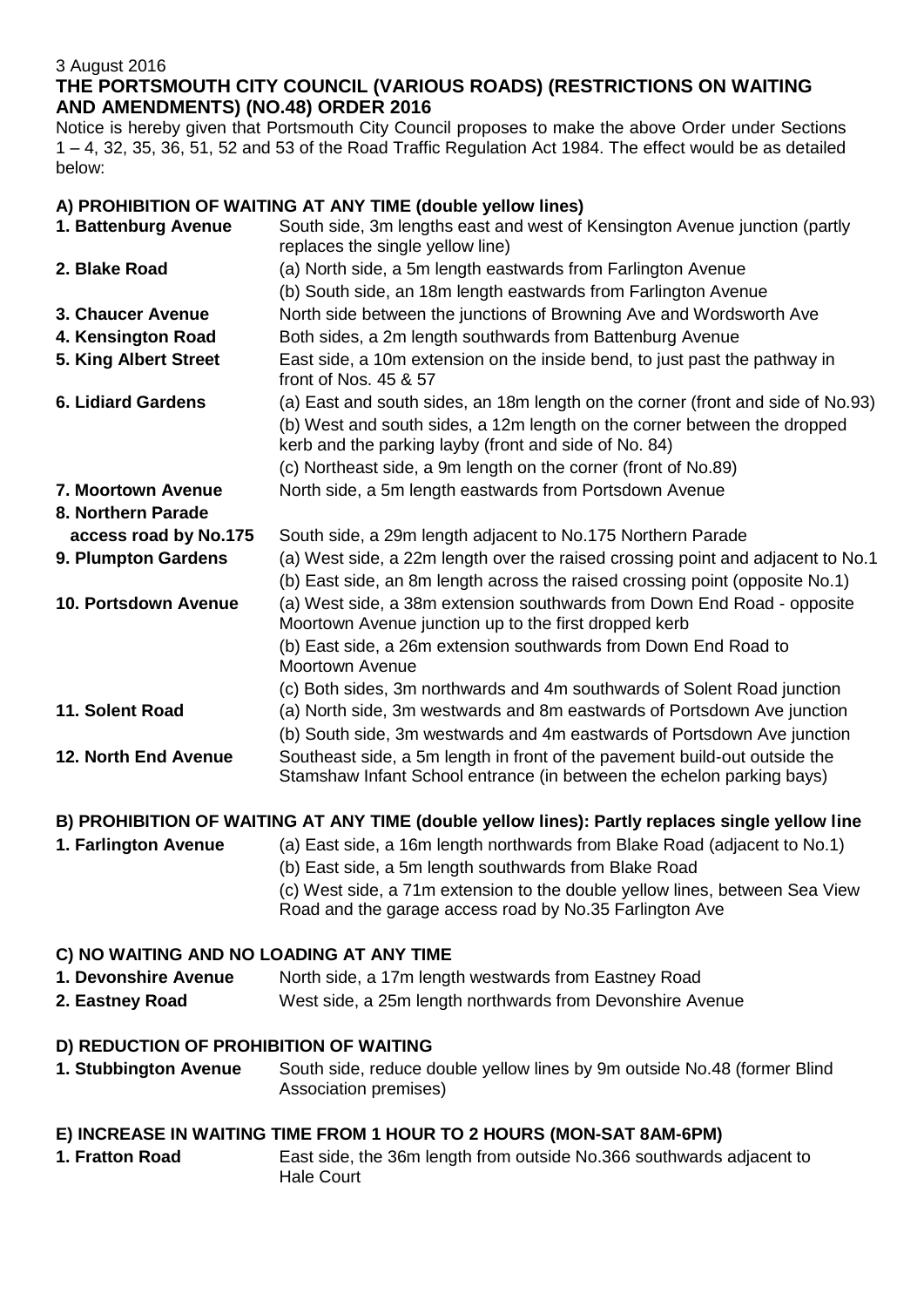3 August 2016

# THE PORTSMOUTH CITY COUNCIL (VARIOUS ROADS) (RESTRICTIONS ON WAITING AND AMENDMENTS) (NO.48) ORDER 2016

Notice is hereby given that Portsmouth City Council proposes to make the above Order under Sections 1 – 4, 32, 35, 36, 51, 52 and 53 of the Road Traffic Regulation Act 1984. The effect would be as detailed below:

## A) PROHIBITION OF WAITING AT ANY TIME (double yellow lines)

| | |
|---|---|
| **1. Battenburg Avenue** | South side, 3m lengths east and west of Kensington Avenue junction (partly replaces the single yellow line) |
| **2. Blake Road** | (a) North side, a 5m length eastwards from Farlington Avenue |
| | (b) South side, an 18m length eastwards from Farlington Avenue |
| **3. Chaucer Avenue** | North side between the junctions of Browning Ave and Wordsworth Ave |
| **4. Kensington Road** | Both sides, a 2m length southwards from Battenburg Avenue |
| **5. King Albert Street** | East side, a 10m extension on the inside bend, to just past the pathway in front of Nos. 45 & 57 |
| **6. Lidiard Gardens** | (a) East and south sides, an 18m length on the corner (front and side of No.93) |
| | (b) West and south sides, a 12m length on the corner between the dropped kerb and the parking layby (front and side of No. 84) |
| | (c) Northeast side, a 9m length on the corner (front of No.89) |
| **7. Moortown Avenue** | North side, a 5m length eastwards from Portsdown Avenue |
| **8. Northern Parade access road by No.175** | South side, a 29m length adjacent to No.175 Northern Parade |
| **9. Plumpton Gardens** | (a) West side, a 22m length over the raised crossing point and adjacent to No.1 |
| | (b) East side, an 8m length across the raised crossing point (opposite No.1) |
| **10. Portsdown Avenue** | (a) West side, a 38m extension southwards from Down End Road - opposite Moortown Avenue junction up to the first dropped kerb |
| | (b) East side, a 26m extension southwards from Down End Road to Moortown Avenue |
| | (c) Both sides, 3m northwards and 4m southwards of Solent Road junction |
| **11. Solent Road** | (a) North side, 3m westwards and 8m eastwards of Portsdown Ave junction |
| | (b) South side, 3m westwards and 4m eastwards of Portsdown Ave junction |
| **12. North End Avenue** | Southeast side, a 5m length in front of the pavement build-out outside the Stamshaw Infant School entrance (in between the echelon parking bays) |

## B) PROHIBITION OF WAITING AT ANY TIME (double yellow lines): Partly replaces single yellow line

| | |
|---|---|
| **1. Farlington Avenue** | (a) East side, a 16m length northwards from Blake Road (adjacent to No.1) |
| | (b) East side, a 5m length southwards from Blake Road |
| | (c) West side, a 71m extension to the double yellow lines, between Sea View Road and the garage access road by No.35 Farlington Ave |

## C) NO WAITING AND NO LOADING AT ANY TIME

| | |
|---|---|
| **1. Devonshire Avenue** | North side, a 17m length westwards from Eastney Road |
| **2. Eastney Road** | West side, a 25m length northwards from Devonshire Avenue |

## D) REDUCTION OF PROHIBITION OF WAITING

| | |
|---|---|
| **1. Stubbington Avenue** | South side, reduce double yellow lines by 9m outside No.48 (former Blind Association premises) |

## E) INCREASE IN WAITING TIME FROM 1 HOUR TO 2 HOURS (MON-SAT 8AM-6PM)

| | |
|---|---|
| **1. Fratton Road** | East side, the 36m length from outside No.366 southwards adjacent to Hale Court |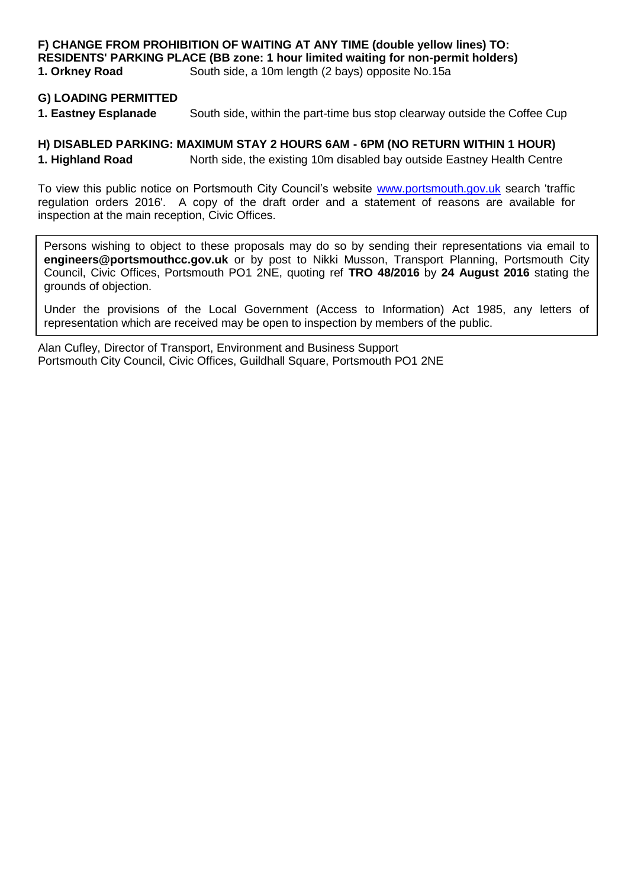**F) CHANGE FROM PROHIBITION OF WAITING AT ANY TIME (double yellow lines) TO: RESIDENTS' PARKING PLACE (BB zone: 1 hour limited waiting for non-permit holders)**

**1. Orkney Road** South side, a 10m length (2 bays) opposite No.15a

**G) LOADING PERMITTED**

**1. Eastney Esplanade** South side, within the part-time bus stop clearway outside the Coffee Cup

**H) DISABLED PARKING: MAXIMUM STAY 2 HOURS 6AM - 6PM (NO RETURN WITHIN 1 HOUR)**

**1. Highland Road** North side, the existing 10m disabled bay outside Eastney Health Centre

To view this public notice on Portsmouth City Council's website www.portsmouth.gov.uk search 'traffic regulation orders 2016'. A copy of the draft order and a statement of reasons are available for inspection at the main reception, Civic Offices.

Persons wishing to object to these proposals may do so by sending their representations via email to **engineers@portsmouthcc.gov.uk** or by post to Nikki Musson, Transport Planning, Portsmouth City Council, Civic Offices, Portsmouth PO1 2NE, quoting ref **TRO 48/2016** by **24 August 2016** stating the grounds of objection.

Under the provisions of the Local Government (Access to Information) Act 1985, any letters of representation which are received may be open to inspection by members of the public.

Alan Cufley, Director of Transport, Environment and Business Support
Portsmouth City Council, Civic Offices, Guildhall Square, Portsmouth PO1 2NE